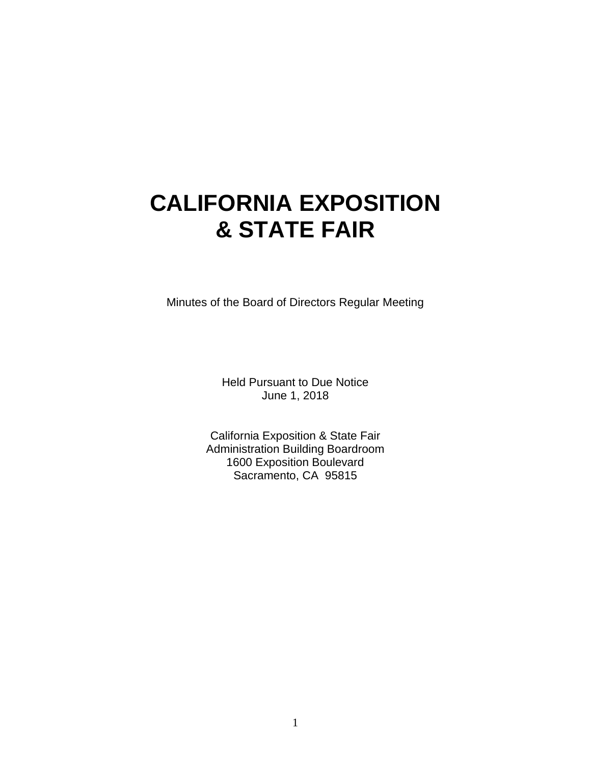# CALIFORNIA EXPOSITION & STATE FAIR

Minutes of the Board of Directors Regular Meeting

Held Pursuant to Due Notice
June 1, 2018

California Exposition & State Fair
Administration Building Boardroom
1600 Exposition Boulevard
Sacramento, CA 95815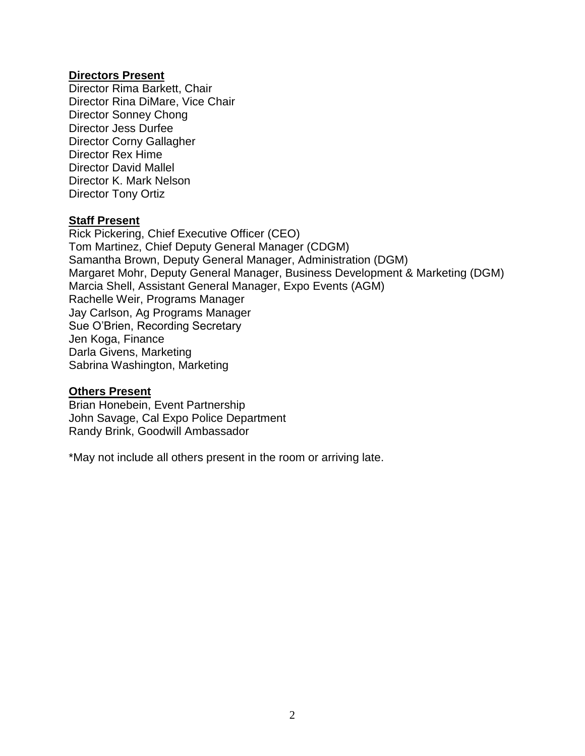**Directors Present**

Director Rima Barkett, Chair
Director Rina DiMare, Vice Chair
Director Sonney Chong
Director Jess Durfee
Director Corny Gallagher
Director Rex Hime
Director David Mallel
Director K. Mark Nelson
Director Tony Ortiz

**Staff Present**

Rick Pickering, Chief Executive Officer (CEO)
Tom Martinez, Chief Deputy General Manager (CDGM)
Samantha Brown, Deputy General Manager, Administration (DGM)
Margaret Mohr, Deputy General Manager, Business Development & Marketing (DGM)
Marcia Shell, Assistant General Manager, Expo Events (AGM)
Rachelle Weir, Programs Manager
Jay Carlson, Ag Programs Manager
Sue O'Brien, Recording Secretary
Jen Koga, Finance
Darla Givens, Marketing
Sabrina Washington, Marketing

**Others Present**

Brian Honebein, Event Partnership
John Savage, Cal Expo Police Department
Randy Brink, Goodwill Ambassador

*May not include all others present in the room or arriving late.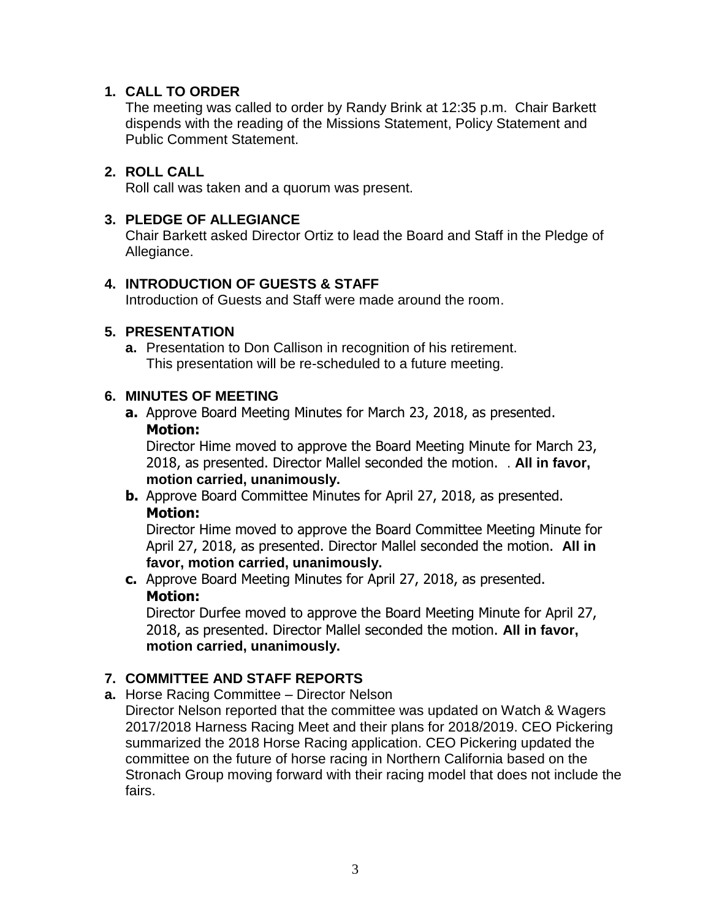## 1. CALL TO ORDER

The meeting was called to order by Randy Brink at 12:35 p.m. Chair Barkett dispends with the reading of the Missions Statement, Policy Statement and Public Comment Statement.

## 2. ROLL CALL

Roll call was taken and a quorum was present.

## 3. PLEDGE OF ALLEGIANCE

Chair Barkett asked Director Ortiz to lead the Board and Staff in the Pledge of Allegiance.

## 4. INTRODUCTION OF GUESTS & STAFF

Introduction of Guests and Staff were made around the room.

## 5. PRESENTATION

**a.** Presentation to Don Callison in recognition of his retirement. This presentation will be re-scheduled to a future meeting.

## 6. MINUTES OF MEETING

**a.** Approve Board Meeting Minutes for March 23, 2018, as presented.
**Motion:**
Director Hime moved to approve the Board Meeting Minute for March 23, 2018, as presented. Director Mallel seconded the motion. . **All in favor, motion carried, unanimously.**

**b.** Approve Board Committee Minutes for April 27, 2018, as presented.
**Motion:**
Director Hime moved to approve the Board Committee Meeting Minute for April 27, 2018, as presented. Director Mallel seconded the motion. **All in favor, motion carried, unanimously.**

**c.** Approve Board Meeting Minutes for April 27, 2018, as presented.
**Motion:**
Director Durfee moved to approve the Board Meeting Minute for April 27, 2018, as presented. Director Mallel seconded the motion. **All in favor, motion carried, unanimously.**

## 7. COMMITTEE AND STAFF REPORTS

**a.** Horse Racing Committee – Director Nelson
Director Nelson reported that the committee was updated on Watch & Wagers 2017/2018 Harness Racing Meet and their plans for 2018/2019. CEO Pickering summarized the 2018 Horse Racing application. CEO Pickering updated the committee on the future of horse racing in Northern California based on the Stronach Group moving forward with their racing model that does not include the fairs.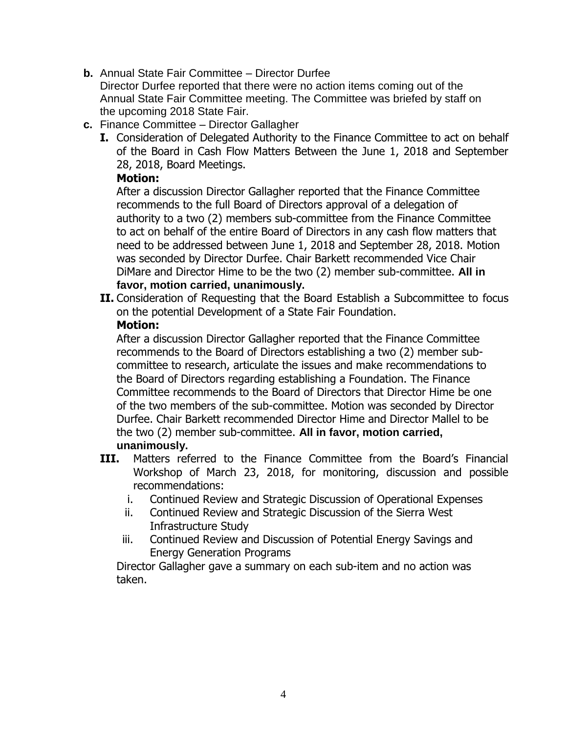**b.** Annual State Fair Committee – Director Durfee
Director Durfee reported that there were no action items coming out of the Annual State Fair Committee meeting. The Committee was briefed by staff on the upcoming 2018 State Fair.

**c.** Finance Committee – Director Gallagher

**I.** Consideration of Delegated Authority to the Finance Committee to act on behalf of the Board in Cash Flow Matters Between the June 1, 2018 and September 28, 2018, Board Meetings.

**Motion:**
After a discussion Director Gallagher reported that the Finance Committee recommends to the full Board of Directors approval of a delegation of authority to a two (2) members sub-committee from the Finance Committee to act on behalf of the entire Board of Directors in any cash flow matters that need to be addressed between June 1, 2018 and September 28, 2018. Motion was seconded by Director Durfee. Chair Barkett recommended Vice Chair DiMare and Director Hime to be the two (2) member sub-committee. **All in favor, motion carried, unanimously.**

**II.** Consideration of Requesting that the Board Establish a Subcommittee to focus on the potential Development of a State Fair Foundation.

**Motion:**
After a discussion Director Gallagher reported that the Finance Committee recommends to the Board of Directors establishing a two (2) member sub-committee to research, articulate the issues and make recommendations to the Board of Directors regarding establishing a Foundation. The Finance Committee recommends to the Board of Directors that Director Hime be one of the two members of the sub-committee. Motion was seconded by Director Durfee. Chair Barkett recommended Director Hime and Director Mallel to be the two (2) member sub-committee. **All in favor, motion carried, unanimously.**

**III.** Matters referred to the Finance Committee from the Board's Financial Workshop of March 23, 2018, for monitoring, discussion and possible recommendations:

i. Continued Review and Strategic Discussion of Operational Expenses
ii. Continued Review and Strategic Discussion of the Sierra West Infrastructure Study
iii. Continued Review and Discussion of Potential Energy Savings and Energy Generation Programs

Director Gallagher gave a summary on each sub-item and no action was taken.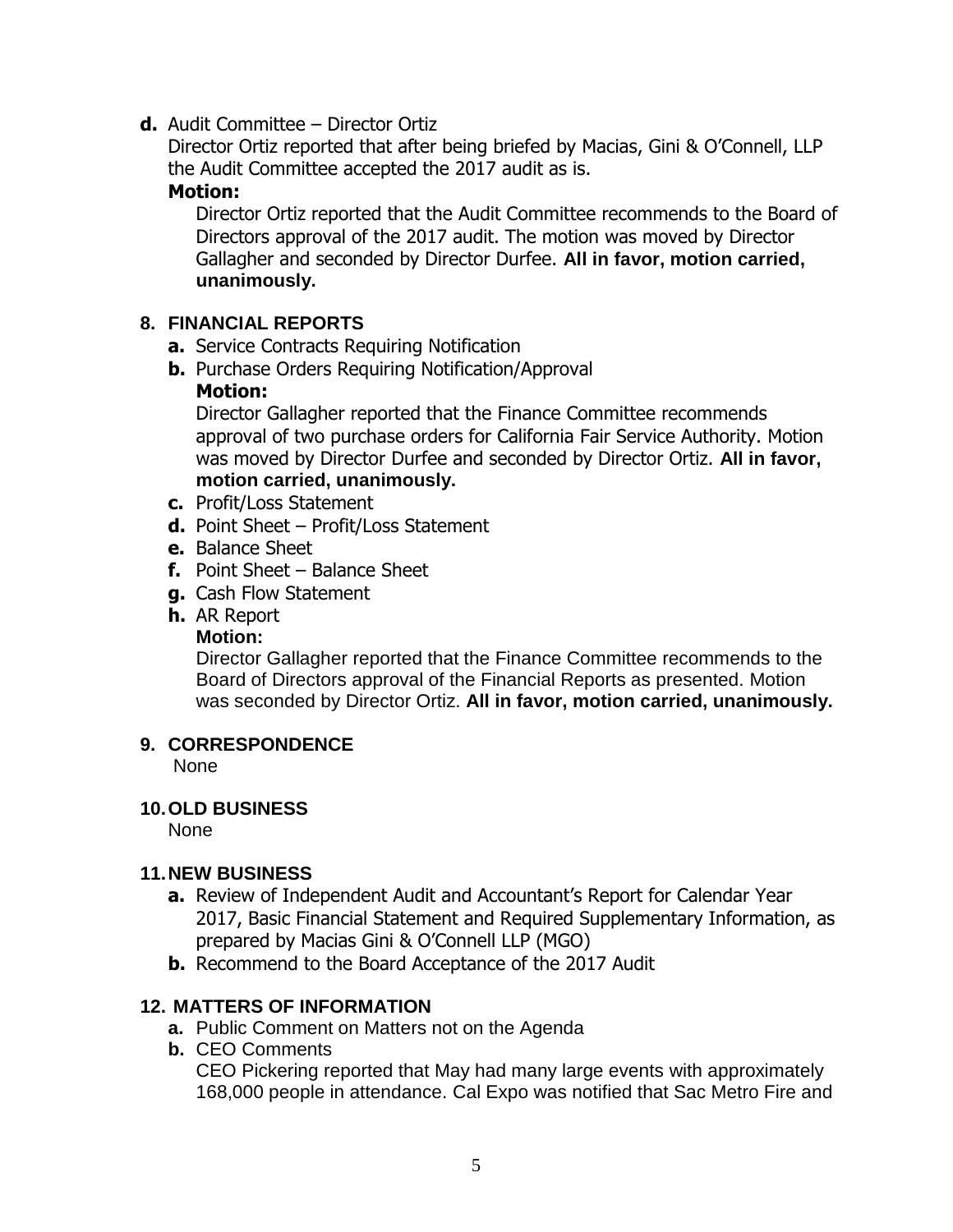**d.** Audit Committee – Director Ortiz
Director Ortiz reported that after being briefed by Macias, Gini & O'Connell, LLP the Audit Committee accepted the 2017 audit as is.

**Motion:**

Director Ortiz reported that the Audit Committee recommends to the Board of Directors approval of the 2017 audit. The motion was moved by Director Gallagher and seconded by Director Durfee. **All in favor, motion carried, unanimously.**

## 8. FINANCIAL REPORTS

**a.** Service Contracts Requiring Notification

**b.** Purchase Orders Requiring Notification/Approval

**Motion:**

Director Gallagher reported that the Finance Committee recommends approval of two purchase orders for California Fair Service Authority. Motion was moved by Director Durfee and seconded by Director Ortiz. **All in favor, motion carried, unanimously.**

**c.** Profit/Loss Statement

**d.** Point Sheet – Profit/Loss Statement

**e.** Balance Sheet

**f.** Point Sheet – Balance Sheet

**g.** Cash Flow Statement

**h.** AR Report

**Motion:**

Director Gallagher reported that the Finance Committee recommends to the Board of Directors approval of the Financial Reports as presented. Motion was seconded by Director Ortiz. **All in favor, motion carried, unanimously.**

## 9. CORRESPONDENCE

None

## 10. OLD BUSINESS

None

## 11. NEW BUSINESS

**a.** Review of Independent Audit and Accountant's Report for Calendar Year 2017, Basic Financial Statement and Required Supplementary Information, as prepared by Macias Gini & O'Connell LLP (MGO)

**b.** Recommend to the Board Acceptance of the 2017 Audit

## 12. MATTERS OF INFORMATION

**a.** Public Comment on Matters not on the Agenda

**b.** CEO Comments

CEO Pickering reported that May had many large events with approximately 168,000 people in attendance. Cal Expo was notified that Sac Metro Fire and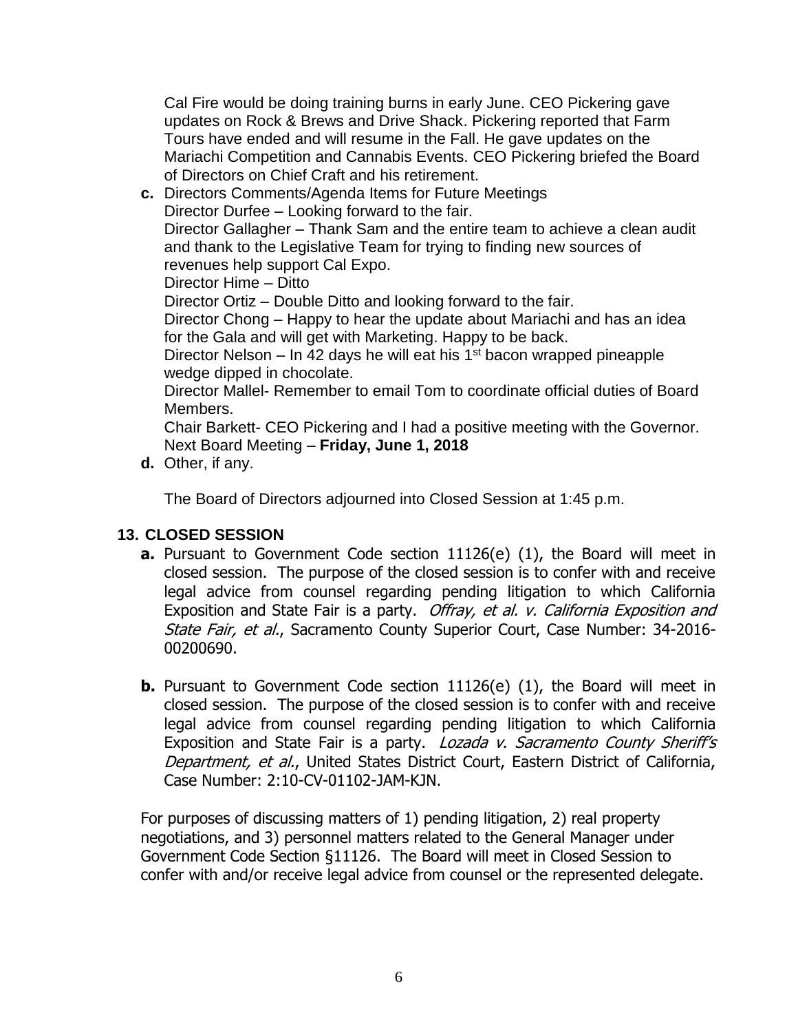Cal Fire would be doing training burns in early June. CEO Pickering gave updates on Rock & Brews and Drive Shack. Pickering reported that Farm Tours have ended and will resume in the Fall. He gave updates on the Mariachi Competition and Cannabis Events. CEO Pickering briefed the Board of Directors on Chief Craft and his retirement.

**c.** Directors Comments/Agenda Items for Future Meetings
Director Durfee – Looking forward to the fair.
Director Gallagher – Thank Sam and the entire team to achieve a clean audit and thank to the Legislative Team for trying to finding new sources of revenues help support Cal Expo.
Director Hime – Ditto
Director Ortiz – Double Ditto and looking forward to the fair.
Director Chong – Happy to hear the update about Mariachi and has an idea for the Gala and will get with Marketing. Happy to be back.
Director Nelson – In 42 days he will eat his 1st bacon wrapped pineapple wedge dipped in chocolate.
Director Mallel- Remember to email Tom to coordinate official duties of Board Members.
Chair Barkett- CEO Pickering and I had a positive meeting with the Governor.
Next Board Meeting – **Friday, June 1, 2018**

**d.** Other, if any.

The Board of Directors adjourned into Closed Session at 1:45 p.m.

## 13. CLOSED SESSION

**a.** Pursuant to Government Code section 11126(e) (1), the Board will meet in closed session. The purpose of the closed session is to confer with and receive legal advice from counsel regarding pending litigation to which California Exposition and State Fair is a party. *Offray, et al. v. California Exposition and State Fair, et al.*, Sacramento County Superior Court, Case Number: 34-2016-00200690.

**b.** Pursuant to Government Code section 11126(e) (1), the Board will meet in closed session. The purpose of the closed session is to confer with and receive legal advice from counsel regarding pending litigation to which California Exposition and State Fair is a party. *Lozada v. Sacramento County Sheriff's Department, et al.*, United States District Court, Eastern District of California, Case Number: 2:10-CV-01102-JAM-KJN.

For purposes of discussing matters of 1) pending litigation, 2) real property negotiations, and 3) personnel matters related to the General Manager under Government Code Section §11126. The Board will meet in Closed Session to confer with and/or receive legal advice from counsel or the represented delegate.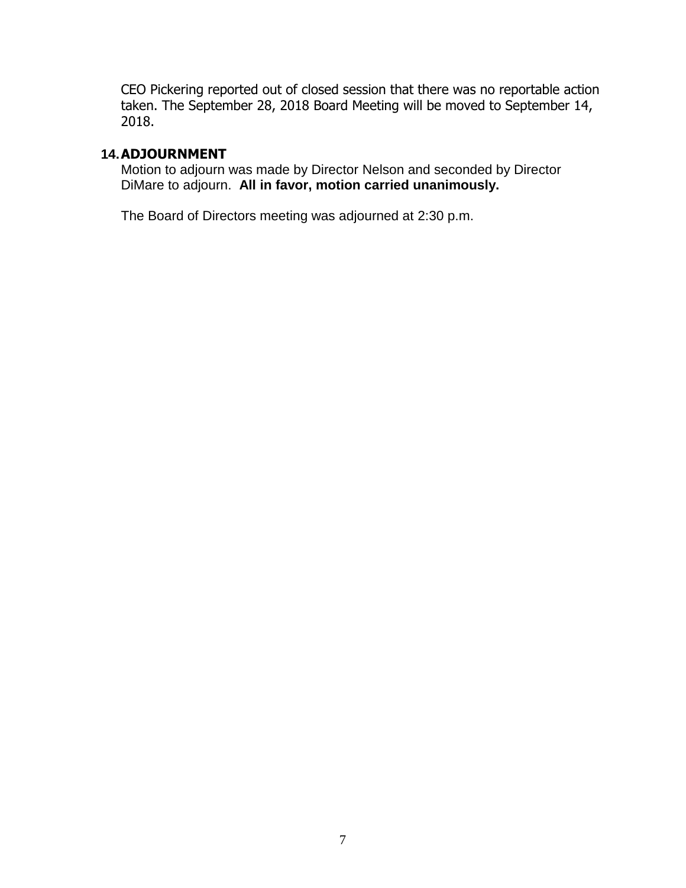CEO Pickering reported out of closed session that there was no reportable action taken. The September 28, 2018 Board Meeting will be moved to September 14, 2018.

## 14. ADJOURNMENT

Motion to adjourn was made by Director Nelson and seconded by Director DiMare to adjourn. **All in favor, motion carried unanimously.**

The Board of Directors meeting was adjourned at 2:30 p.m.